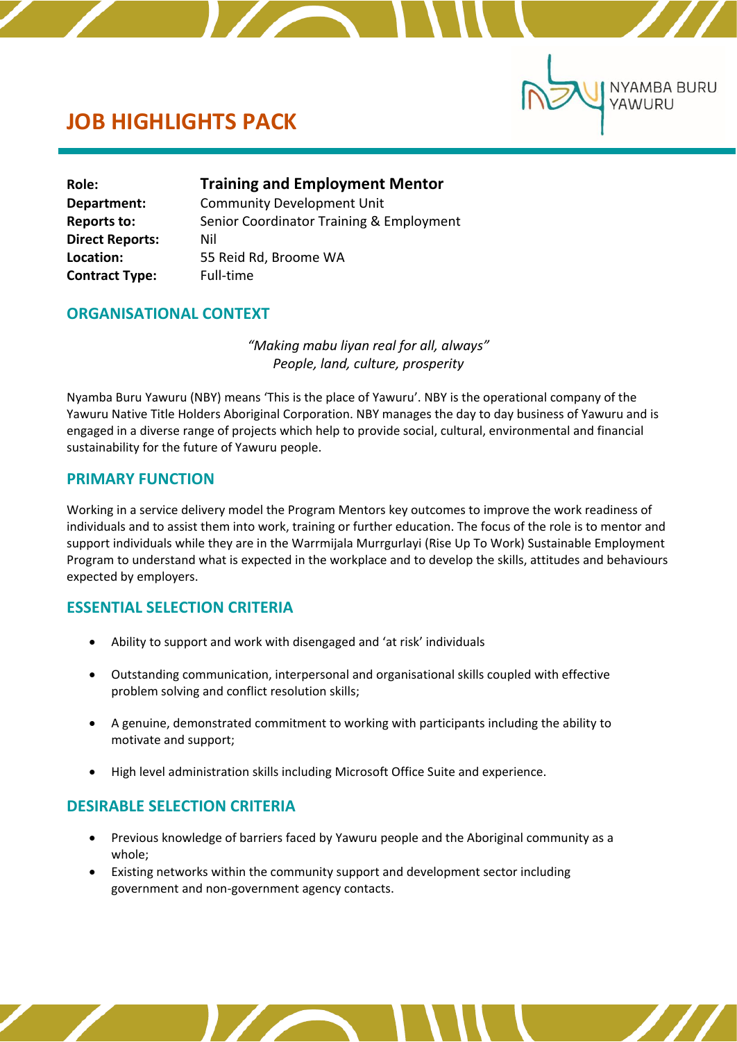# JOB HIGHLIGHTS PACK

NYAMBA BURU YAWURU

| | |
|---|---|
| **Role:** | **Training and Employment Mentor** |
| **Department:** | Community Development Unit |
| **Reports to:** | Senior Coordinator Training & Employment |
| **Direct Reports:** | Nil |
| **Location:** | 55 Reid Rd, Broome WA |
| **Contract Type:** | Full-time |

## ORGANISATIONAL CONTEXT

*"Making mabu liyan real for all, always"*
*People, land, culture, prosperity*

Nyamba Buru Yawuru (NBY) means 'This is the place of Yawuru'. NBY is the operational company of the Yawuru Native Title Holders Aboriginal Corporation. NBY manages the day to day business of Yawuru and is engaged in a diverse range of projects which help to provide social, cultural, environmental and financial sustainability for the future of Yawuru people.

## PRIMARY FUNCTION

Working in a service delivery model the Program Mentors key outcomes to improve the work readiness of individuals and to assist them into work, training or further education. The focus of the role is to mentor and support individuals while they are in the Warrmijala Murrgurlayi (Rise Up To Work) Sustainable Employment Program to understand what is expected in the workplace and to develop the skills, attitudes and behaviours expected by employers.

## ESSENTIAL SELECTION CRITERIA

- Ability to support and work with disengaged and 'at risk' individuals
- Outstanding communication, interpersonal and organisational skills coupled with effective problem solving and conflict resolution skills;
- A genuine, demonstrated commitment to working with participants including the ability to motivate and support;
- High level administration skills including Microsoft Office Suite and experience.

## DESIRABLE SELECTION CRITERIA

- Previous knowledge of barriers faced by Yawuru people and the Aboriginal community as a whole;
- Existing networks within the community support and development sector including government and non-government agency contacts.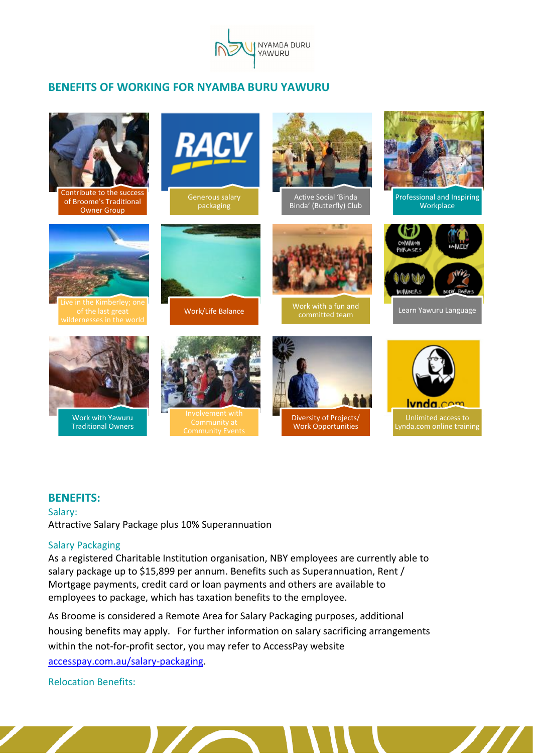## BENEFITS OF WORKING FOR NYAMBA BURU YAWURU

- Contribute to the success of Broome's Traditional Owner Group
- Generous salary packaging
- Active Social 'Binda Binda' (Butterfly) Club
- Professional and Inspiring Workplace
- Live in the Kimberley; one of the last great wildernesses in the world
- Work/Life Balance
- Work with a fun and committed team
- Learn Yawuru Language
- Work with Yawuru Traditional Owners
- Involvement with Community at Community Events
- Diversity of Projects/ Work Opportunities
- Unlimited access to Lynda.com online training

## BENEFITS:

### Salary:

Attractive Salary Package plus 10% Superannuation

### Salary Packaging

As a registered Charitable Institution organisation, NBY employees are currently able to salary package up to $15,899 per annum. Benefits such as Superannuation, Rent / Mortgage payments, credit card or loan payments and others are available to employees to package, which has taxation benefits to the employee.

As Broome is considered a Remote Area for Salary Packaging purposes, additional housing benefits may apply. For further information on salary sacrificing arrangements within the not-for-profit sector, you may refer to AccessPay website [accesspay.com.au/salary-packaging](accesspay.com.au/salary-packaging).

### Relocation Benefits: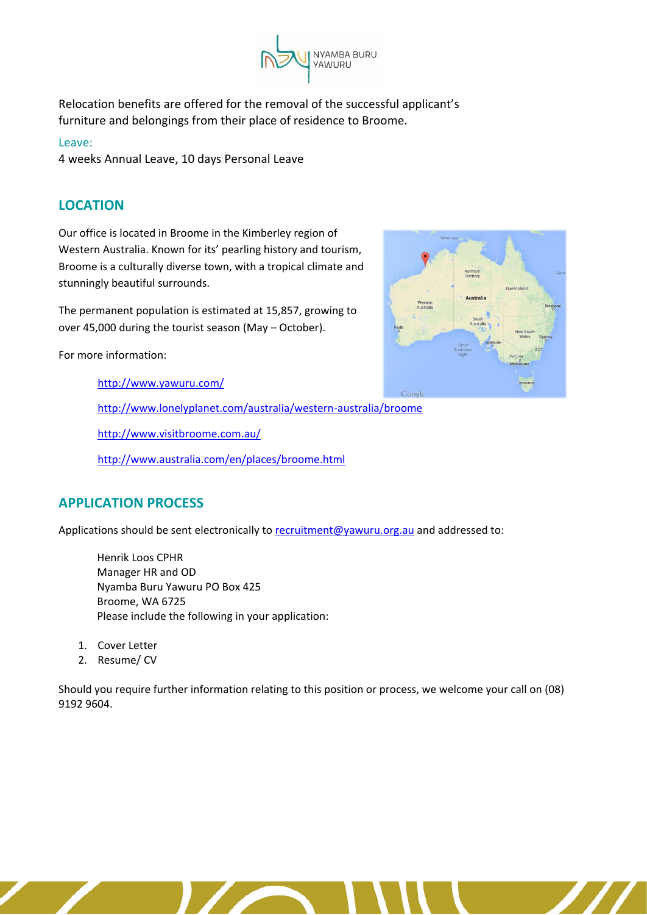Relocation benefits are offered for the removal of the successful applicant's furniture and belongings from their place of residence to Broome.

Leave:

4 weeks Annual Leave, 10 days Personal Leave

## LOCATION

Our office is located in Broome in the Kimberley region of Western Australia. Known for its' pearling history and tourism, Broome is a culturally diverse town, with a tropical climate and stunningly beautiful surrounds.

The permanent population is estimated at 15,857, growing to over 45,000 during the tourist season (May – October).

For more information:

- http://www.yawuru.com/
- http://www.lonelyplanet.com/australia/western-australia/broome
- http://www.visitbroome.com.au/
- http://www.australia.com/en/places/broome.html

## APPLICATION PROCESS

Applications should be sent electronically to recruitment@yawuru.org.au and addressed to:

Henrik Loos CPHR
Manager HR and OD
Nyamba Buru Yawuru PO Box 425
Broome, WA 6725
Please include the following in your application:

1. Cover Letter
2. Resume/ CV

Should you require further information relating to this position or process, we welcome your call on (08) 9192 9604.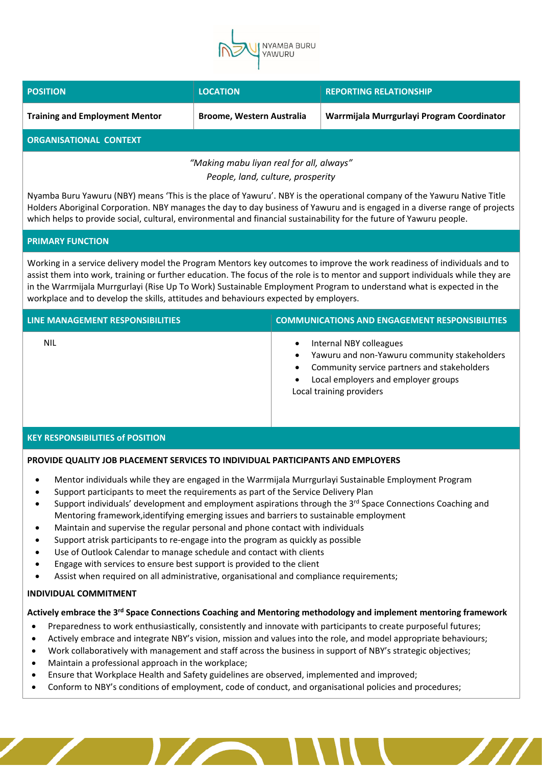NYAMBA BURU YAWURU

| POSITION | LOCATION | REPORTING RELATIONSHIP |
|---|---|---|
| **Training and Employment Mentor** | **Broome, Western Australia** | **Warrmijala Murrgurlayi Program Coordinator** |

## ORGANISATIONAL CONTEXT

*"Making mabu liyan real for all, always"*
*People, land, culture, prosperity*

Nyamba Buru Yawuru (NBY) means 'This is the place of Yawuru'. NBY is the operational company of the Yawuru Native Title Holders Aboriginal Corporation. NBY manages the day to day business of Yawuru and is engaged in a diverse range of projects which helps to provide social, cultural, environmental and financial sustainability for the future of Yawuru people.

## PRIMARY FUNCTION

Working in a service delivery model the Program Mentors key outcomes to improve the work readiness of individuals and to assist them into work, training or further education. The focus of the role is to mentor and support individuals while they are in the Warrmijala Murrgurlayi (Rise Up To Work) Sustainable Employment Program to understand what is expected in the workplace and to develop the skills, attitudes and behaviours expected by employers.

| LINE MANAGEMENT RESPONSIBILITIES | COMMUNICATIONS AND ENGAGEMENT RESPONSIBILITIES |
|---|---|
| NIL | • Internal NBY colleagues<br>• Yawuru and non-Yawuru community stakeholders<br>• Community service partners and stakeholders<br>• Local employers and employer groups<br>Local training providers |

## KEY RESPONSIBILITIES of POSITION

**PROVIDE QUALITY JOB PLACEMENT SERVICES TO INDIVIDUAL PARTICIPANTS AND EMPLOYERS**

- Mentor individuals while they are engaged in the Warrmijala Murrgurlayi Sustainable Employment Program
- Support participants to meet the requirements as part of the Service Delivery Plan
- Support individuals' development and employment aspirations through the 3rd Space Connections Coaching and Mentoring framework,identifying emerging issues and barriers to sustainable employment
- Maintain and supervise the regular personal and phone contact with individuals
- Support atrisk participants to re-engage into the program as quickly as possible
- Use of Outlook Calendar to manage schedule and contact with clients
- Engage with services to ensure best support is provided to the client
- Assist when required on all administrative, organisational and compliance requirements;

**INDIVIDUAL COMMITMENT**

**Actively embrace the 3rd Space Connections Coaching and Mentoring methodology and implement mentoring framework**

- Preparedness to work enthusiastically, consistently and innovate with participants to create purposeful futures;
- Actively embrace and integrate NBY's vision, mission and values into the role, and model appropriate behaviours;
- Work collaboratively with management and staff across the business in support of NBY's strategic objectives;
- Maintain a professional approach in the workplace;
- Ensure that Workplace Health and Safety guidelines are observed, implemented and improved;
- Conform to NBY's conditions of employment, code of conduct, and organisational policies and procedures;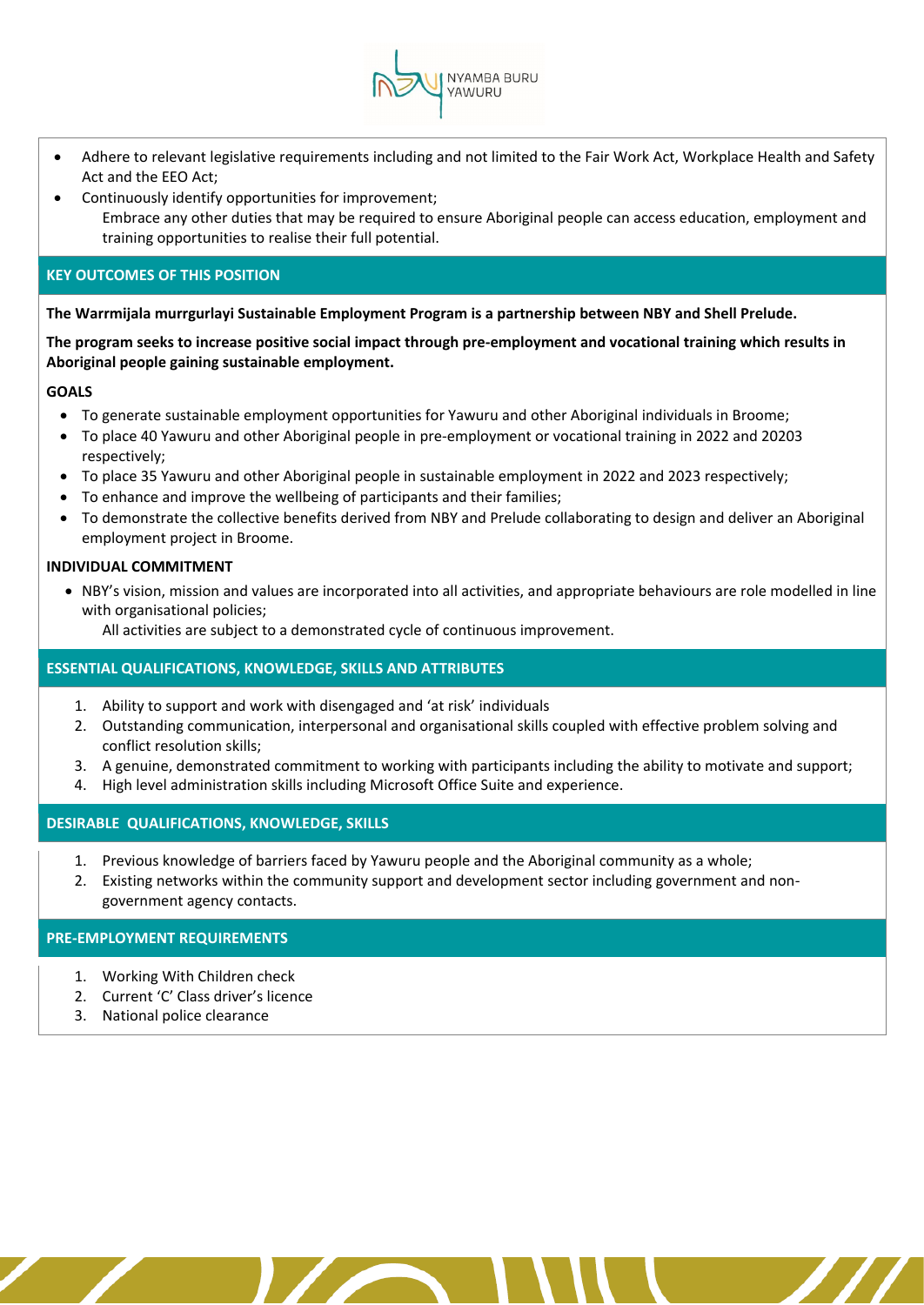- Adhere to relevant legislative requirements including and not limited to the Fair Work Act, Workplace Health and Safety Act and the EEO Act;
- Continuously identify opportunities for improvement;
  Embrace any other duties that may be required to ensure Aboriginal people can access education, employment and training opportunities to realise their full potential.

## KEY OUTCOMES OF THIS POSITION

**The Warrmijala murrgurlayi Sustainable Employment Program is a partnership between NBY and Shell Prelude.**

**The program seeks to increase positive social impact through pre-employment and vocational training which results in Aboriginal people gaining sustainable employment.**

**GOALS**

- To generate sustainable employment opportunities for Yawuru and other Aboriginal individuals in Broome;
- To place 40 Yawuru and other Aboriginal people in pre-employment or vocational training in 2022 and 20203 respectively;
- To place 35 Yawuru and other Aboriginal people in sustainable employment in 2022 and 2023 respectively;
- To enhance and improve the wellbeing of participants and their families;
- To demonstrate the collective benefits derived from NBY and Prelude collaborating to design and deliver an Aboriginal employment project in Broome.

**INDIVIDUAL COMMITMENT**

- NBY's vision, mission and values are incorporated into all activities, and appropriate behaviours are role modelled in line with organisational policies;
  All activities are subject to a demonstrated cycle of continuous improvement.

## ESSENTIAL QUALIFICATIONS, KNOWLEDGE, SKILLS AND ATTRIBUTES

1. Ability to support and work with disengaged and 'at risk' individuals
2. Outstanding communication, interpersonal and organisational skills coupled with effective problem solving and conflict resolution skills;
3. A genuine, demonstrated commitment to working with participants including the ability to motivate and support;
4. High level administration skills including Microsoft Office Suite and experience.

## DESIRABLE QUALIFICATIONS, KNOWLEDGE, SKILLS

1. Previous knowledge of barriers faced by Yawuru people and the Aboriginal community as a whole;
2. Existing networks within the community support and development sector including government and non-government agency contacts.

## PRE-EMPLOYMENT REQUIREMENTS

1. Working With Children check
2. Current 'C' Class driver's licence
3. National police clearance